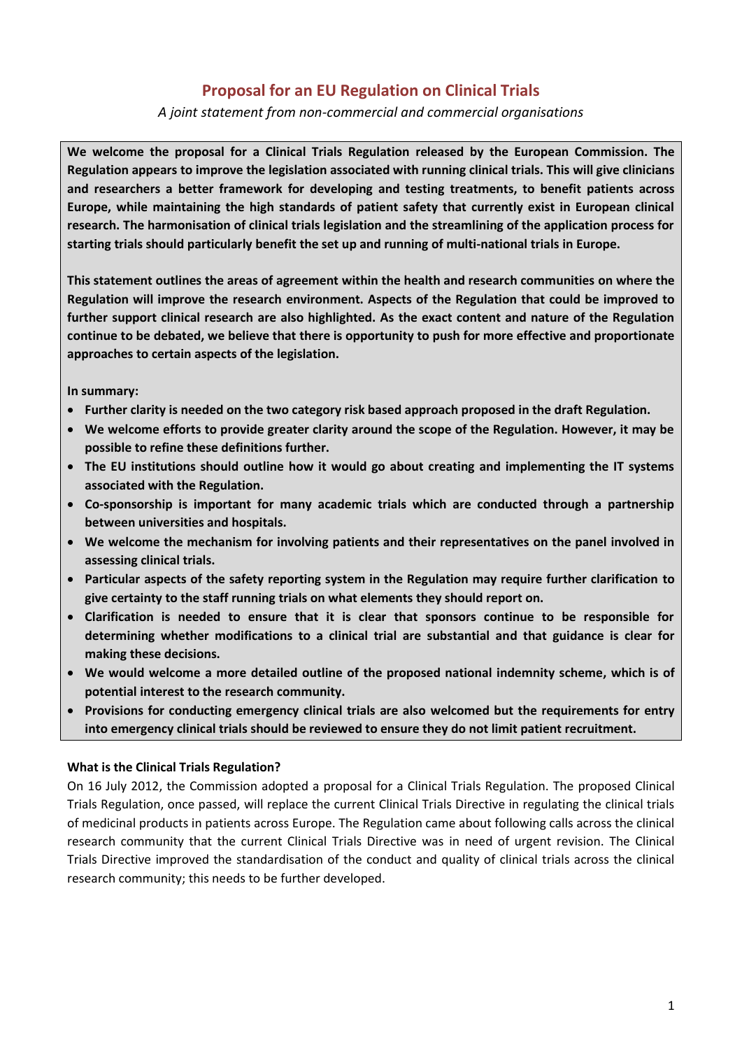# Proposal for an EU Regulation on Clinical Trials

*A joint statement from non-commercial and commercial organisations*

**We welcome the proposal for a Clinical Trials Regulation released by the European Commission. The Regulation appears to improve the legislation associated with running clinical trials. This will give clinicians and researchers a better framework for developing and testing treatments, to benefit patients across Europe, while maintaining the high standards of patient safety that currently exist in European clinical research. The harmonisation of clinical trials legislation and the streamlining of the application process for starting trials should particularly benefit the set up and running of multi-national trials in Europe.**

**This statement outlines the areas of agreement within the health and research communities on where the Regulation will improve the research environment. Aspects of the Regulation that could be improved to further support clinical research are also highlighted. As the exact content and nature of the Regulation continue to be debated, we believe that there is opportunity to push for more effective and proportionate approaches to certain aspects of the legislation.**

**In summary:**

- **Further clarity is needed on the two category risk based approach proposed in the draft Regulation.**
- **We welcome efforts to provide greater clarity around the scope of the Regulation. However, it may be possible to refine these definitions further.**
- **The EU institutions should outline how it would go about creating and implementing the IT systems associated with the Regulation.**
- **Co-sponsorship is important for many academic trials which are conducted through a partnership between universities and hospitals.**
- **We welcome the mechanism for involving patients and their representatives on the panel involved in assessing clinical trials.**
- **Particular aspects of the safety reporting system in the Regulation may require further clarification to give certainty to the staff running trials on what elements they should report on.**
- **Clarification is needed to ensure that it is clear that sponsors continue to be responsible for determining whether modifications to a clinical trial are substantial and that guidance is clear for making these decisions.**
- **We would welcome a more detailed outline of the proposed national indemnity scheme, which is of potential interest to the research community.**
- **Provisions for conducting emergency clinical trials are also welcomed but the requirements for entry into emergency clinical trials should be reviewed to ensure they do not limit patient recruitment.**

**What is the Clinical Trials Regulation?**

On 16 July 2012, the Commission adopted a proposal for a Clinical Trials Regulation. The proposed Clinical Trials Regulation, once passed, will replace the current Clinical Trials Directive in regulating the clinical trials of medicinal products in patients across Europe. The Regulation came about following calls across the clinical research community that the current Clinical Trials Directive was in need of urgent revision. The Clinical Trials Directive improved the standardisation of the conduct and quality of clinical trials across the clinical research community; this needs to be further developed.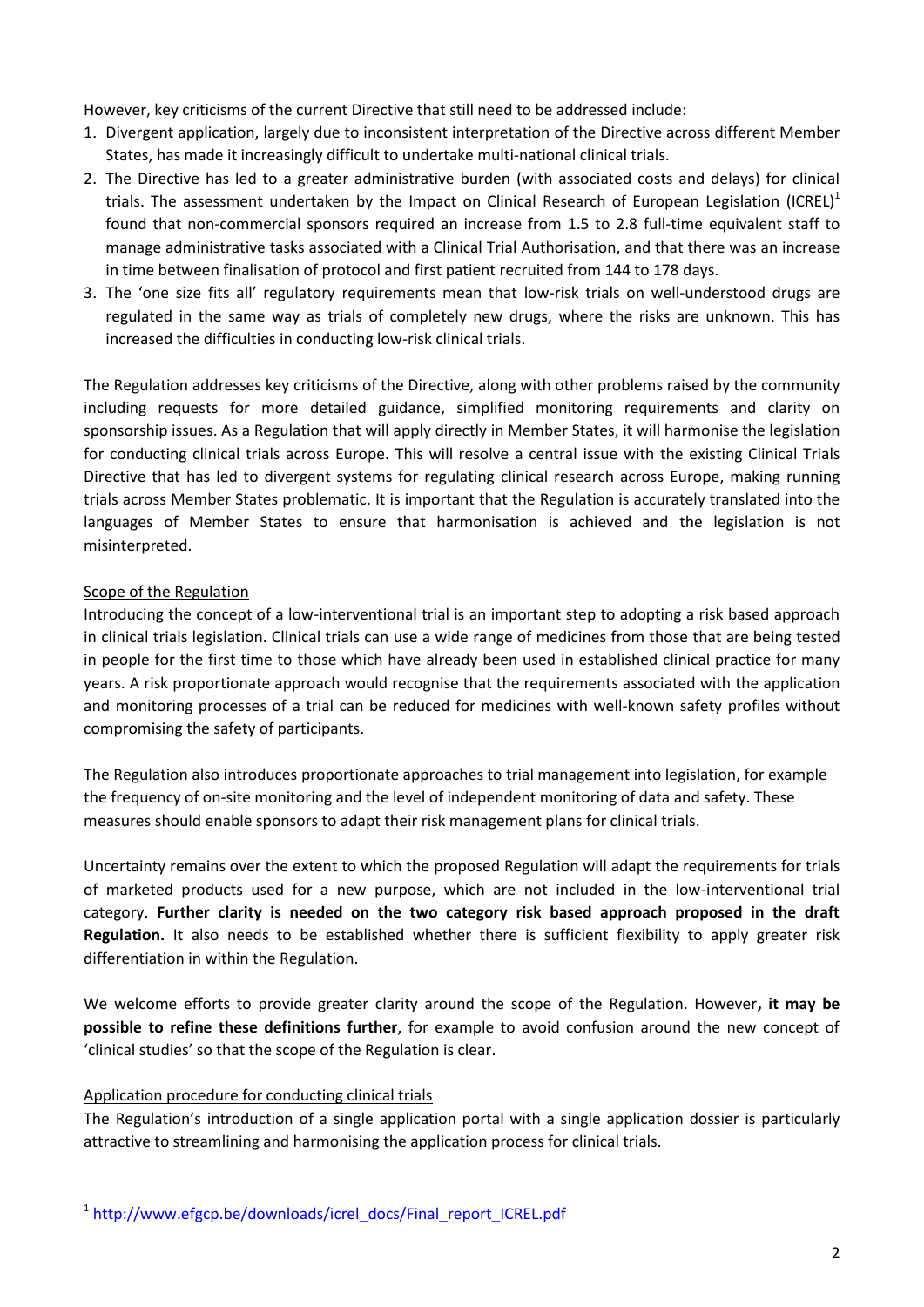However, key criticisms of the current Directive that still need to be addressed include:

1. Divergent application, largely due to inconsistent interpretation of the Directive across different Member States, has made it increasingly difficult to undertake multi-national clinical trials.
2. The Directive has led to a greater administrative burden (with associated costs and delays) for clinical trials. The assessment undertaken by the Impact on Clinical Research of European Legislation (ICREL)[1] found that non-commercial sponsors required an increase from 1.5 to 2.8 full-time equivalent staff to manage administrative tasks associated with a Clinical Trial Authorisation, and that there was an increase in time between finalisation of protocol and first patient recruited from 144 to 178 days.
3. The 'one size fits all' regulatory requirements mean that low-risk trials on well-understood drugs are regulated in the same way as trials of completely new drugs, where the risks are unknown. This has increased the difficulties in conducting low-risk clinical trials.

The Regulation addresses key criticisms of the Directive, along with other problems raised by the community including requests for more detailed guidance, simplified monitoring requirements and clarity on sponsorship issues. As a Regulation that will apply directly in Member States, it will harmonise the legislation for conducting clinical trials across Europe. This will resolve a central issue with the existing Clinical Trials Directive that has led to divergent systems for regulating clinical research across Europe, making running trials across Member States problematic. It is important that the Regulation is accurately translated into the languages of Member States to ensure that harmonisation is achieved and the legislation is not misinterpreted.

<u>Scope of the Regulation</u>

Introducing the concept of a low-interventional trial is an important step to adopting a risk based approach in clinical trials legislation. Clinical trials can use a wide range of medicines from those that are being tested in people for the first time to those which have already been used in established clinical practice for many years. A risk proportionate approach would recognise that the requirements associated with the application and monitoring processes of a trial can be reduced for medicines with well-known safety profiles without compromising the safety of participants.

The Regulation also introduces proportionate approaches to trial management into legislation, for example the frequency of on-site monitoring and the level of independent monitoring of data and safety. These measures should enable sponsors to adapt their risk management plans for clinical trials.

Uncertainty remains over the extent to which the proposed Regulation will adapt the requirements for trials of marketed products used for a new purpose, which are not included in the low-interventional trial category. **Further clarity is needed on the two category risk based approach proposed in the draft Regulation.** It also needs to be established whether there is sufficient flexibility to apply greater risk differentiation in within the Regulation.

We welcome efforts to provide greater clarity around the scope of the Regulation. However**, it may be possible to refine these definitions further**, for example to avoid confusion around the new concept of 'clinical studies' so that the scope of the Regulation is clear.

<u>Application procedure for conducting clinical trials</u>

The Regulation's introduction of a single application portal with a single application dossier is particularly attractive to streamlining and harmonising the application process for clinical trials.

---

[1] http://www.efgcp.be/downloads/icrel_docs/Final_report_ICREL.pdf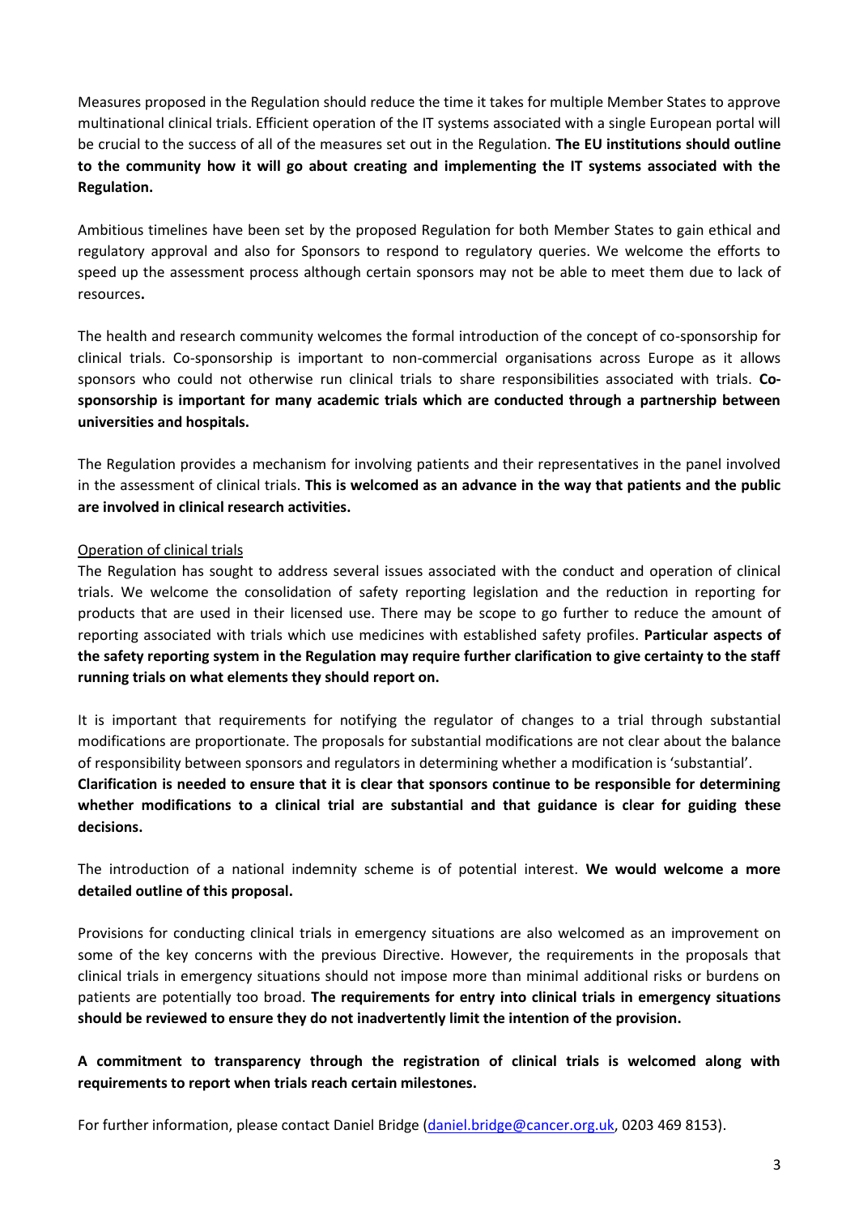Measures proposed in the Regulation should reduce the time it takes for multiple Member States to approve multinational clinical trials. Efficient operation of the IT systems associated with a single European portal will be crucial to the success of all of the measures set out in the Regulation. **The EU institutions should outline to the community how it will go about creating and implementing the IT systems associated with the Regulation.**

Ambitious timelines have been set by the proposed Regulation for both Member States to gain ethical and regulatory approval and also for Sponsors to respond to regulatory queries. We welcome the efforts to speed up the assessment process although certain sponsors may not be able to meet them due to lack of resources**.**

The health and research community welcomes the formal introduction of the concept of co-sponsorship for clinical trials. Co-sponsorship is important to non-commercial organisations across Europe as it allows sponsors who could not otherwise run clinical trials to share responsibilities associated with trials. **Co-sponsorship is important for many academic trials which are conducted through a partnership between universities and hospitals.**

The Regulation provides a mechanism for involving patients and their representatives in the panel involved in the assessment of clinical trials. **This is welcomed as an advance in the way that patients and the public are involved in clinical research activities.**

<u>Operation of clinical trials</u>

The Regulation has sought to address several issues associated with the conduct and operation of clinical trials. We welcome the consolidation of safety reporting legislation and the reduction in reporting for products that are used in their licensed use. There may be scope to go further to reduce the amount of reporting associated with trials which use medicines with established safety profiles. **Particular aspects of the safety reporting system in the Regulation may require further clarification to give certainty to the staff running trials on what elements they should report on.**

It is important that requirements for notifying the regulator of changes to a trial through substantial modifications are proportionate. The proposals for substantial modifications are not clear about the balance of responsibility between sponsors and regulators in determining whether a modification is 'substantial'. **Clarification is needed to ensure that it is clear that sponsors continue to be responsible for determining whether modifications to a clinical trial are substantial and that guidance is clear for guiding these decisions.**

The introduction of a national indemnity scheme is of potential interest. **We would welcome a more detailed outline of this proposal.**

Provisions for conducting clinical trials in emergency situations are also welcomed as an improvement on some of the key concerns with the previous Directive. However, the requirements in the proposals that clinical trials in emergency situations should not impose more than minimal additional risks or burdens on patients are potentially too broad. **The requirements for entry into clinical trials in emergency situations should be reviewed to ensure they do not inadvertently limit the intention of the provision.**

**A commitment to transparency through the registration of clinical trials is welcomed along with requirements to report when trials reach certain milestones.**

For further information, please contact Daniel Bridge (daniel.bridge@cancer.org.uk, 0203 469 8153).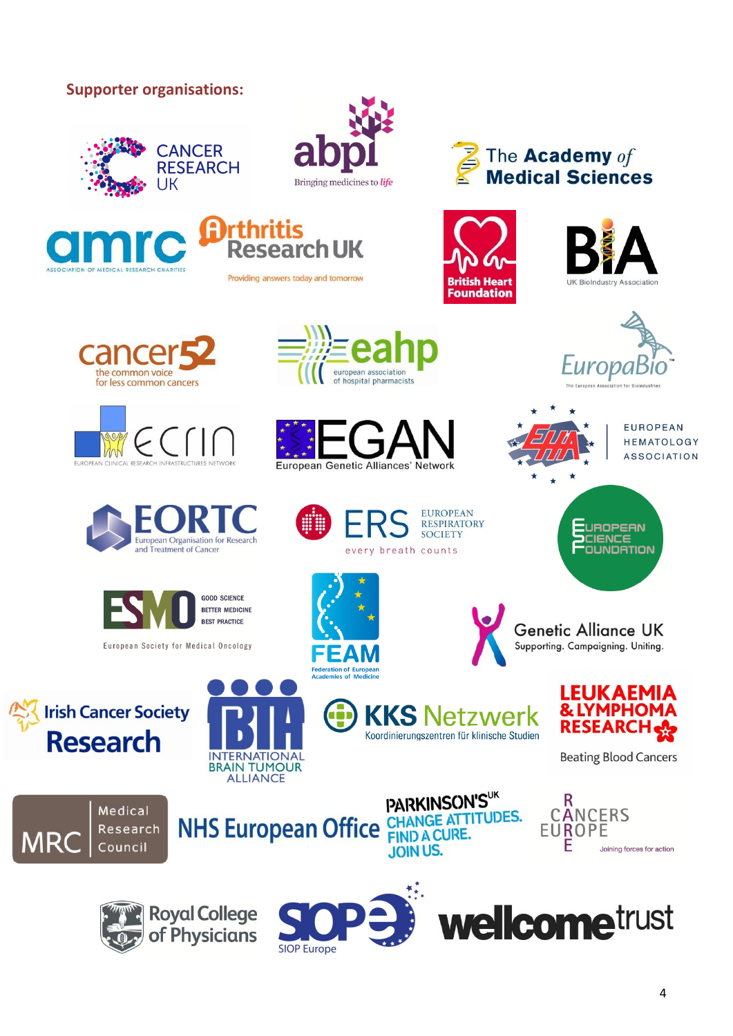**Supporter organisations:**

CANCER RESEARCH UK

abpi
Bringing medicines to life

The Academy of Medical Sciences

amrc
ASSOCIATION OF MEDICAL RESEARCH CHARITIES

Arthritis Research UK
Providing answers today and tomorrow

British Heart Foundation

BIA
UK BioIndustry Association

cancer52
the common voice for less common cancers

eahp
european association of hospital pharmacists

EuropaBio
The European Association for Bioindustries

ECRIN
EUROPEAN CLINICAL RESEARCH INFRASTRUCTURES NETWORK

EGAN
European Genetic Alliances' Network

EHA
EUROPEAN HEMATOLOGY ASSOCIATION

EORTC
European Organisation for Research and Treatment of Cancer

ERS
EUROPEAN RESPIRATORY SOCIETY
every breath counts

EUROPEAN SCIENCE FOUNDATION

ESMO
GOOD SCIENCE
BETTER MEDICINE
BEST PRACTICE
European Society for Medical Oncology

FEAM
Federation of European Academies of Medicine

Genetic Alliance UK
Supporting. Campaigning. Uniting.

Irish Cancer Society Research

IBTA
INTERNATIONAL BRAIN TUMOUR ALLIANCE

KKS Netzwerk
Koordinierungszentren für klinische Studien

LEUKAEMIA & LYMPHOMA RESEARCH
Beating Blood Cancers

MRC Medical Research Council

NHS European Office

PARKINSON'S UK
CHANGE ATTITUDES.
FIND A CURE.
JOIN US.

RARE CANCERS EUROPE
Joining forces for action

Royal College of Physicians

SIOPE
SIOP Europe

wellcome trust